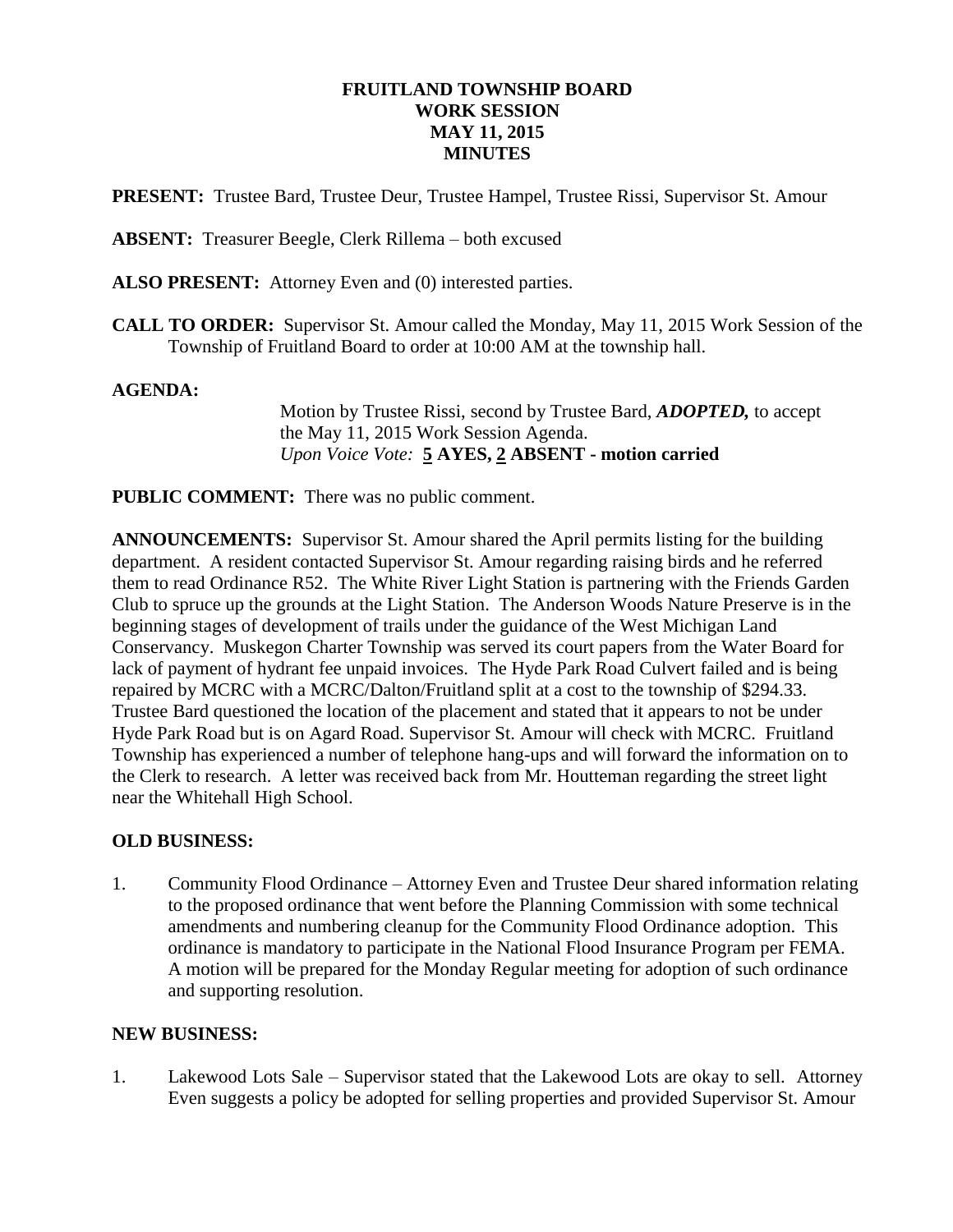# FRUITLAND TOWNSHIP BOARD
# WORK SESSION
# MAY 11, 2015
# MINUTES

**PRESENT:** Trustee Bard, Trustee Deur, Trustee Hampel, Trustee Rissi, Supervisor St. Amour

**ABSENT:** Treasurer Beegle, Clerk Rillema – both excused

**ALSO PRESENT:** Attorney Even and (0) interested parties.

**CALL TO ORDER:** Supervisor St. Amour called the Monday, May 11, 2015 Work Session of the Township of Fruitland Board to order at 10:00 AM at the township hall.

**AGENDA:**

Motion by Trustee Rissi, second by Trustee Bard, ***ADOPTED,*** to accept the May 11, 2015 Work Session Agenda.
*Upon Voice Vote:* **5 AYES, 2 ABSENT - motion carried**

**PUBLIC COMMENT:** There was no public comment.

**ANNOUNCEMENTS:** Supervisor St. Amour shared the April permits listing for the building department. A resident contacted Supervisor St. Amour regarding raising birds and he referred them to read Ordinance R52. The White River Light Station is partnering with the Friends Garden Club to spruce up the grounds at the Light Station. The Anderson Woods Nature Preserve is in the beginning stages of development of trails under the guidance of the West Michigan Land Conservancy. Muskegon Charter Township was served its court papers from the Water Board for lack of payment of hydrant fee unpaid invoices. The Hyde Park Road Culvert failed and is being repaired by MCRC with a MCRC/Dalton/Fruitland split at a cost to the township of $294.33. Trustee Bard questioned the location of the placement and stated that it appears to not be under Hyde Park Road but is on Agard Road. Supervisor St. Amour will check with MCRC. Fruitland Township has experienced a number of telephone hang-ups and will forward the information on to the Clerk to research. A letter was received back from Mr. Houtteman regarding the street light near the Whitehall High School.

## OLD BUSINESS:

1. Community Flood Ordinance – Attorney Even and Trustee Deur shared information relating to the proposed ordinance that went before the Planning Commission with some technical amendments and numbering cleanup for the Community Flood Ordinance adoption. This ordinance is mandatory to participate in the National Flood Insurance Program per FEMA. A motion will be prepared for the Monday Regular meeting for adoption of such ordinance and supporting resolution.

## NEW BUSINESS:

1. Lakewood Lots Sale – Supervisor stated that the Lakewood Lots are okay to sell. Attorney Even suggests a policy be adopted for selling properties and provided Supervisor St. Amour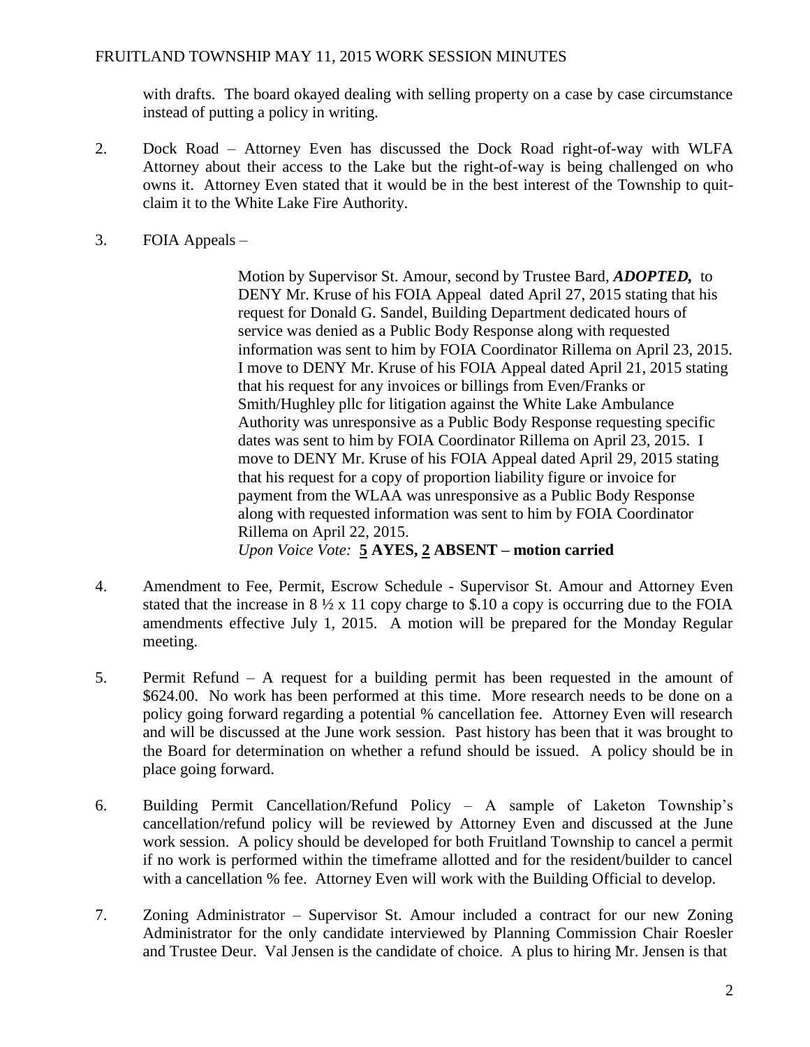with drafts. The board okayed dealing with selling property on a case by case circumstance instead of putting a policy in writing.

2. Dock Road – Attorney Even has discussed the Dock Road right-of-way with WLFA Attorney about their access to the Lake but the right-of-way is being challenged on who owns it. Attorney Even stated that it would be in the best interest of the Township to quit-claim it to the White Lake Fire Authority.

3. FOIA Appeals –

   Motion by Supervisor St. Amour, second by Trustee Bard, ***ADOPTED,*** to DENY Mr. Kruse of his FOIA Appeal dated April 27, 2015 stating that his request for Donald G. Sandel, Building Department dedicated hours of service was denied as a Public Body Response along with requested information was sent to him by FOIA Coordinator Rillema on April 23, 2015. I move to DENY Mr. Kruse of his FOIA Appeal dated April 21, 2015 stating that his request for any invoices or billings from Even/Franks or Smith/Hughley pllc for litigation against the White Lake Ambulance Authority was unresponsive as a Public Body Response requesting specific dates was sent to him by FOIA Coordinator Rillema on April 23, 2015. I move to DENY Mr. Kruse of his FOIA Appeal dated April 29, 2015 stating that his request for a copy of proportion liability figure or invoice for payment from the WLAA was unresponsive as a Public Body Response along with requested information was sent to him by FOIA Coordinator Rillema on April 22, 2015.
   *Upon Voice Vote:* **5 AYES, 2 ABSENT – motion carried**

4. Amendment to Fee, Permit, Escrow Schedule - Supervisor St. Amour and Attorney Even stated that the increase in 8 ½ x 11 copy charge to $.10 a copy is occurring due to the FOIA amendments effective July 1, 2015. A motion will be prepared for the Monday Regular meeting.

5. Permit Refund – A request for a building permit has been requested in the amount of $624.00. No work has been performed at this time. More research needs to be done on a policy going forward regarding a potential % cancellation fee. Attorney Even will research and will be discussed at the June work session. Past history has been that it was brought to the Board for determination on whether a refund should be issued. A policy should be in place going forward.

6. Building Permit Cancellation/Refund Policy – A sample of Laketon Township's cancellation/refund policy will be reviewed by Attorney Even and discussed at the June work session. A policy should be developed for both Fruitland Township to cancel a permit if no work is performed within the timeframe allotted and for the resident/builder to cancel with a cancellation % fee. Attorney Even will work with the Building Official to develop.

7. Zoning Administrator – Supervisor St. Amour included a contract for our new Zoning Administrator for the only candidate interviewed by Planning Commission Chair Roesler and Trustee Deur. Val Jensen is the candidate of choice. A plus to hiring Mr. Jensen is that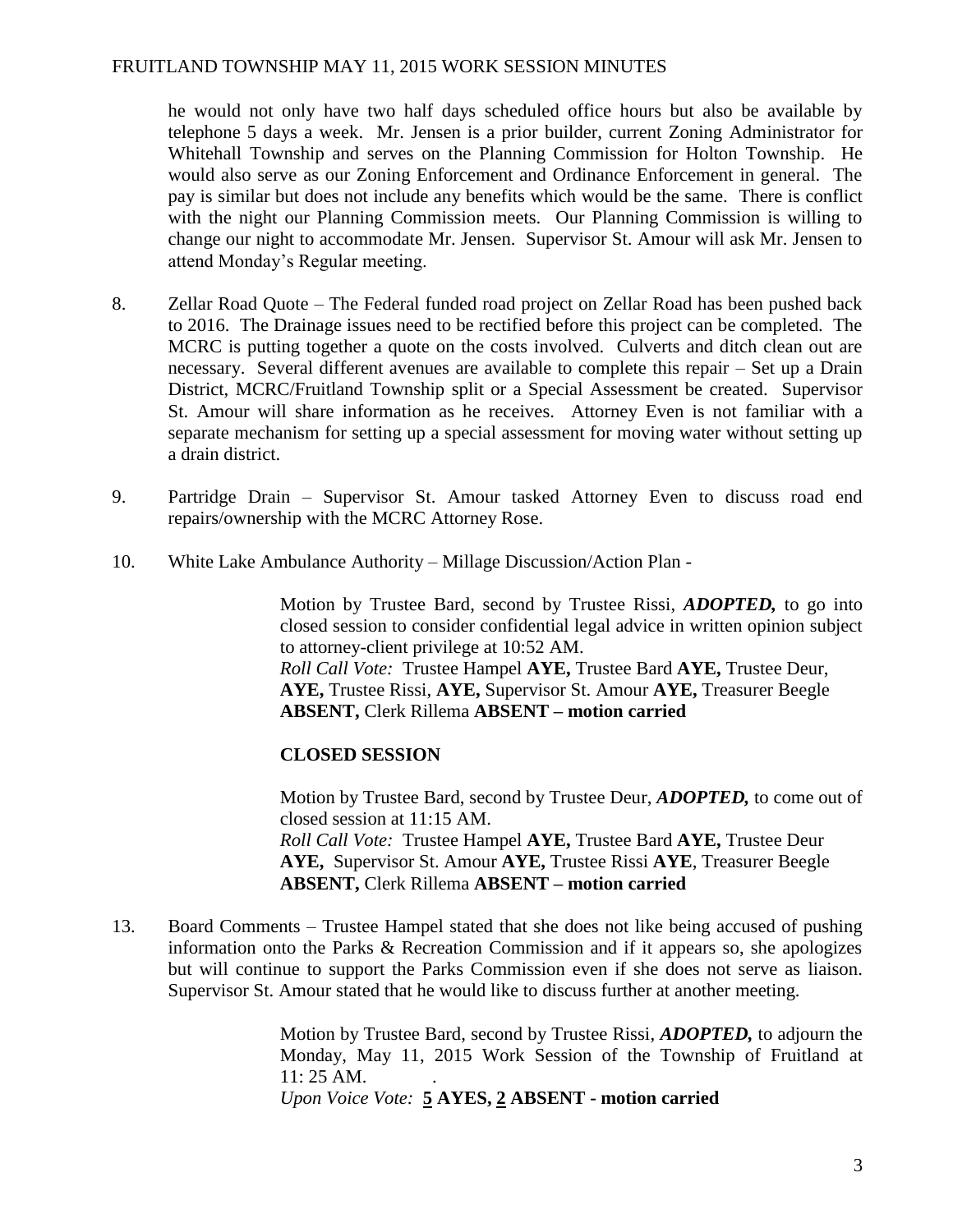he would not only have two half days scheduled office hours but also be available by telephone 5 days a week. Mr. Jensen is a prior builder, current Zoning Administrator for Whitehall Township and serves on the Planning Commission for Holton Township. He would also serve as our Zoning Enforcement and Ordinance Enforcement in general. The pay is similar but does not include any benefits which would be the same. There is conflict with the night our Planning Commission meets. Our Planning Commission is willing to change our night to accommodate Mr. Jensen. Supervisor St. Amour will ask Mr. Jensen to attend Monday's Regular meeting.

8. Zellar Road Quote – The Federal funded road project on Zellar Road has been pushed back to 2016. The Drainage issues need to be rectified before this project can be completed. The MCRC is putting together a quote on the costs involved. Culverts and ditch clean out are necessary. Several different avenues are available to complete this repair – Set up a Drain District, MCRC/Fruitland Township split or a Special Assessment be created. Supervisor St. Amour will share information as he receives. Attorney Even is not familiar with a separate mechanism for setting up a special assessment for moving water without setting up a drain district.

9. Partridge Drain – Supervisor St. Amour tasked Attorney Even to discuss road end repairs/ownership with the MCRC Attorney Rose.

10. White Lake Ambulance Authority – Millage Discussion/Action Plan -

> Motion by Trustee Bard, second by Trustee Rissi, ***ADOPTED,*** to go into closed session to consider confidential legal advice in written opinion subject to attorney-client privilege at 10:52 AM.
> *Roll Call Vote:* Trustee Hampel **AYE,** Trustee Bard **AYE,** Trustee Deur, **AYE,** Trustee Rissi, **AYE,** Supervisor St. Amour **AYE,** Treasurer Beegle **ABSENT,** Clerk Rillema **ABSENT – motion carried**
>
> **CLOSED SESSION**
>
> Motion by Trustee Bard, second by Trustee Deur, ***ADOPTED,*** to come out of closed session at 11:15 AM.
> *Roll Call Vote:* Trustee Hampel **AYE,** Trustee Bard **AYE,** Trustee Deur **AYE,** Supervisor St. Amour **AYE,** Trustee Rissi **AYE**, Treasurer Beegle **ABSENT,** Clerk Rillema **ABSENT – motion carried**

13. Board Comments – Trustee Hampel stated that she does not like being accused of pushing information onto the Parks & Recreation Commission and if it appears so, she apologizes but will continue to support the Parks Commission even if she does not serve as liaison. Supervisor St. Amour stated that he would like to discuss further at another meeting.

> Motion by Trustee Bard, second by Trustee Rissi, ***ADOPTED,*** to adjourn the Monday, May 11, 2015 Work Session of the Township of Fruitland at 11: 25 AM. .
> *Upon Voice Vote:* **5 AYES, 2 ABSENT - motion carried**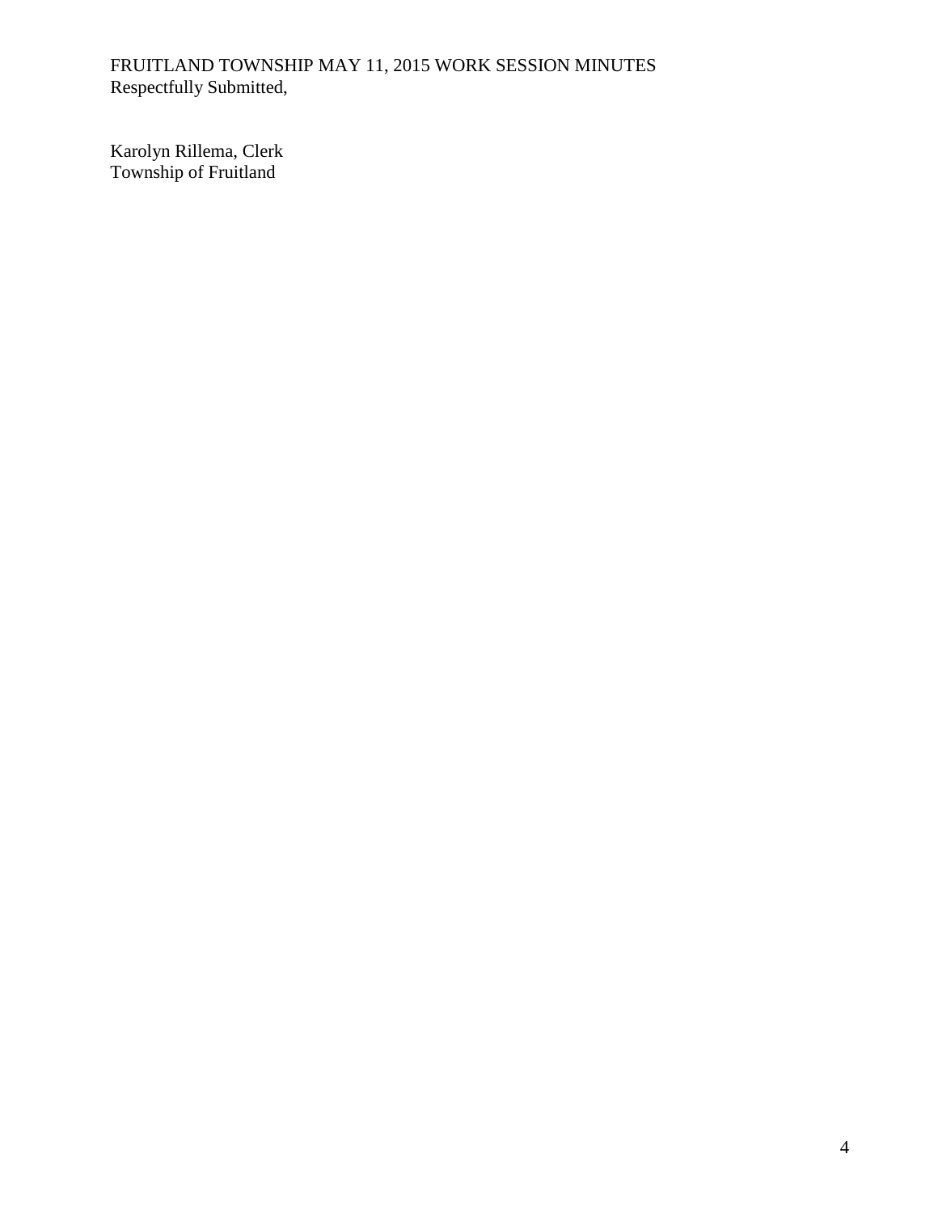Respectfully Submitted,

Karolyn Rillema, Clerk
Township of Fruitland